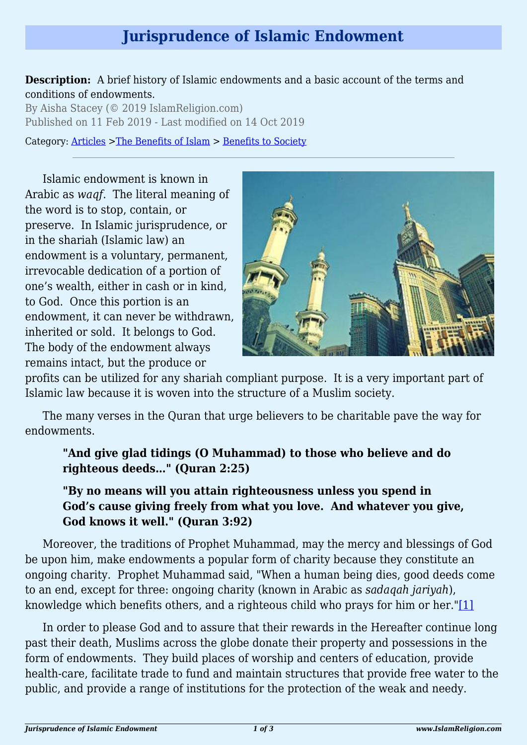# Jurisprudence of Islamic Endowment

**Description:** A brief history of Islamic endowments and a basic account of the terms and conditions of endowments.

By Aisha Stacey (© 2019 IslamReligion.com)

Published on 11 Feb 2019 - Last modified on 14 Oct 2019

Category: Articles >The Benefits of Islam > Benefits to Society

---

Islamic endowment is known in Arabic as *waqf*. The literal meaning of the word is to stop, contain, or preserve. In Islamic jurisprudence, or in the shariah (Islamic law) an endowment is a voluntary, permanent, irrevocable dedication of a portion of one's wealth, either in cash or in kind, to God. Once this portion is an endowment, it can never be withdrawn, inherited or sold. It belongs to God. The body of the endowment always remains intact, but the produce or profits can be utilized for any shariah compliant purpose. It is a very important part of Islamic law because it is woven into the structure of a Muslim society.

The many verses in the Quran that urge believers to be charitable pave the way for endowments.

> **"And give glad tidings (O Muhammad) to those who believe and do righteous deeds…" (Quran 2:25)**
>
> **"By no means will you attain righteousness unless you spend in God's cause giving freely from what you love. And whatever you give, God knows it well." (Quran 3:92)**

Moreover, the traditions of Prophet Muhammad, may the mercy and blessings of God be upon him, make endowments a popular form of charity because they constitute an ongoing charity. Prophet Muhammad said, "When a human being dies, good deeds come to an end, except for three: ongoing charity (known in Arabic as *sadaqah jariyah*), knowledge which benefits others, and a righteous child who prays for him or her."[1]

In order to please God and to assure that their rewards in the Hereafter continue long past their death, Muslims across the globe donate their property and possessions in the form of endowments. They build places of worship and centers of education, provide health-care, facilitate trade to fund and maintain structures that provide free water to the public, and provide a range of institutions for the protection of the weak and needy.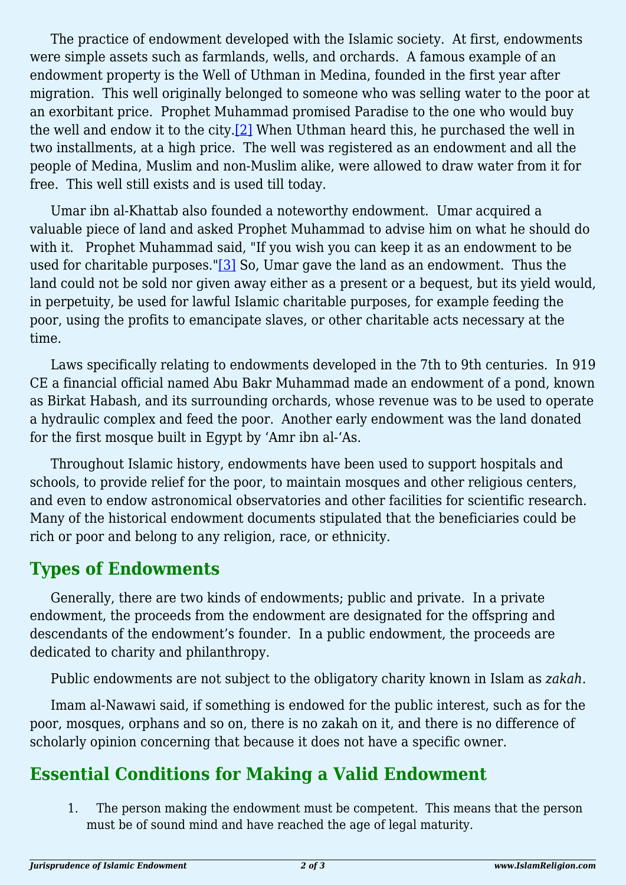The practice of endowment developed with the Islamic society. At first, endowments were simple assets such as farmlands, wells, and orchards. A famous example of an endowment property is the Well of Uthman in Medina, founded in the first year after migration. This well originally belonged to someone who was selling water to the poor at an exorbitant price. Prophet Muhammad promised Paradise to the one who would buy the well and endow it to the city.[2] When Uthman heard this, he purchased the well in two installments, at a high price. The well was registered as an endowment and all the people of Medina, Muslim and non-Muslim alike, were allowed to draw water from it for free. This well still exists and is used till today.

Umar ibn al-Khattab also founded a noteworthy endowment. Umar acquired a valuable piece of land and asked Prophet Muhammad to advise him on what he should do with it. Prophet Muhammad said, "If you wish you can keep it as an endowment to be used for charitable purposes."[3] So, Umar gave the land as an endowment. Thus the land could not be sold nor given away either as a present or a bequest, but its yield would, in perpetuity, be used for lawful Islamic charitable purposes, for example feeding the poor, using the profits to emancipate slaves, or other charitable acts necessary at the time.

Laws specifically relating to endowments developed in the 7th to 9th centuries. In 919 CE a financial official named Abu Bakr Muhammad made an endowment of a pond, known as Birkat Habash, and its surrounding orchards, whose revenue was to be used to operate a hydraulic complex and feed the poor. Another early endowment was the land donated for the first mosque built in Egypt by 'Amr ibn al-'As.

Throughout Islamic history, endowments have been used to support hospitals and schools, to provide relief for the poor, to maintain mosques and other religious centers, and even to endow astronomical observatories and other facilities for scientific research. Many of the historical endowment documents stipulated that the beneficiaries could be rich or poor and belong to any religion, race, or ethnicity.

## Types of Endowments

Generally, there are two kinds of endowments; public and private. In a private endowment, the proceeds from the endowment are designated for the offspring and descendants of the endowment's founder. In a public endowment, the proceeds are dedicated to charity and philanthropy.

Public endowments are not subject to the obligatory charity known in Islam as *zakah*.

Imam al-Nawawi said, if something is endowed for the public interest, such as for the poor, mosques, orphans and so on, there is no zakah on it, and there is no difference of scholarly opinion concerning that because it does not have a specific owner.

## Essential Conditions for Making a Valid Endowment

1. The person making the endowment must be competent. This means that the person must be of sound mind and have reached the age of legal maturity.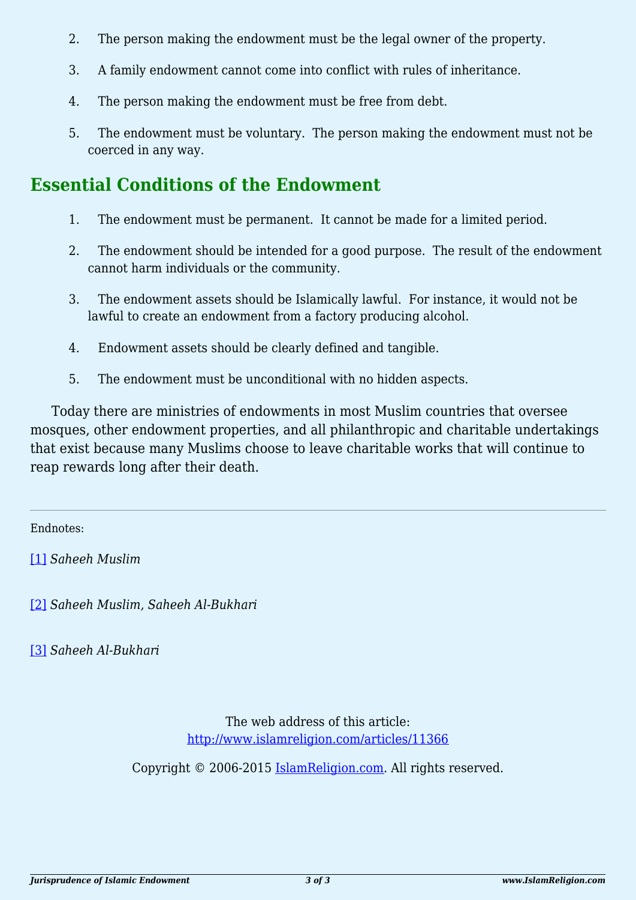2. The person making the endowment must be the legal owner of the property.

3. A family endowment cannot come into conflict with rules of inheritance.

4. The person making the endowment must be free from debt.

5. The endowment must be voluntary. The person making the endowment must not be coerced in any way.

## Essential Conditions of the Endowment

1. The endowment must be permanent. It cannot be made for a limited period.

2. The endowment should be intended for a good purpose. The result of the endowment cannot harm individuals or the community.

3. The endowment assets should be Islamically lawful. For instance, it would not be lawful to create an endowment from a factory producing alcohol.

4. Endowment assets should be clearly defined and tangible.

5. The endowment must be unconditional with no hidden aspects.

Today there are ministries of endowments in most Muslim countries that oversee mosques, other endowment properties, and all philanthropic and charitable undertakings that exist because many Muslims choose to leave charitable works that will continue to reap rewards long after their death.

---

Endnotes:

[1] *Saheeh Muslim*

[2] *Saheeh Muslim, Saheeh Al-Bukhari*

[3] *Saheeh Al-Bukhari*

The web address of this article:
http://www.islamreligion.com/articles/11366

Copyright © 2006-2015 IslamReligion.com. All rights reserved.